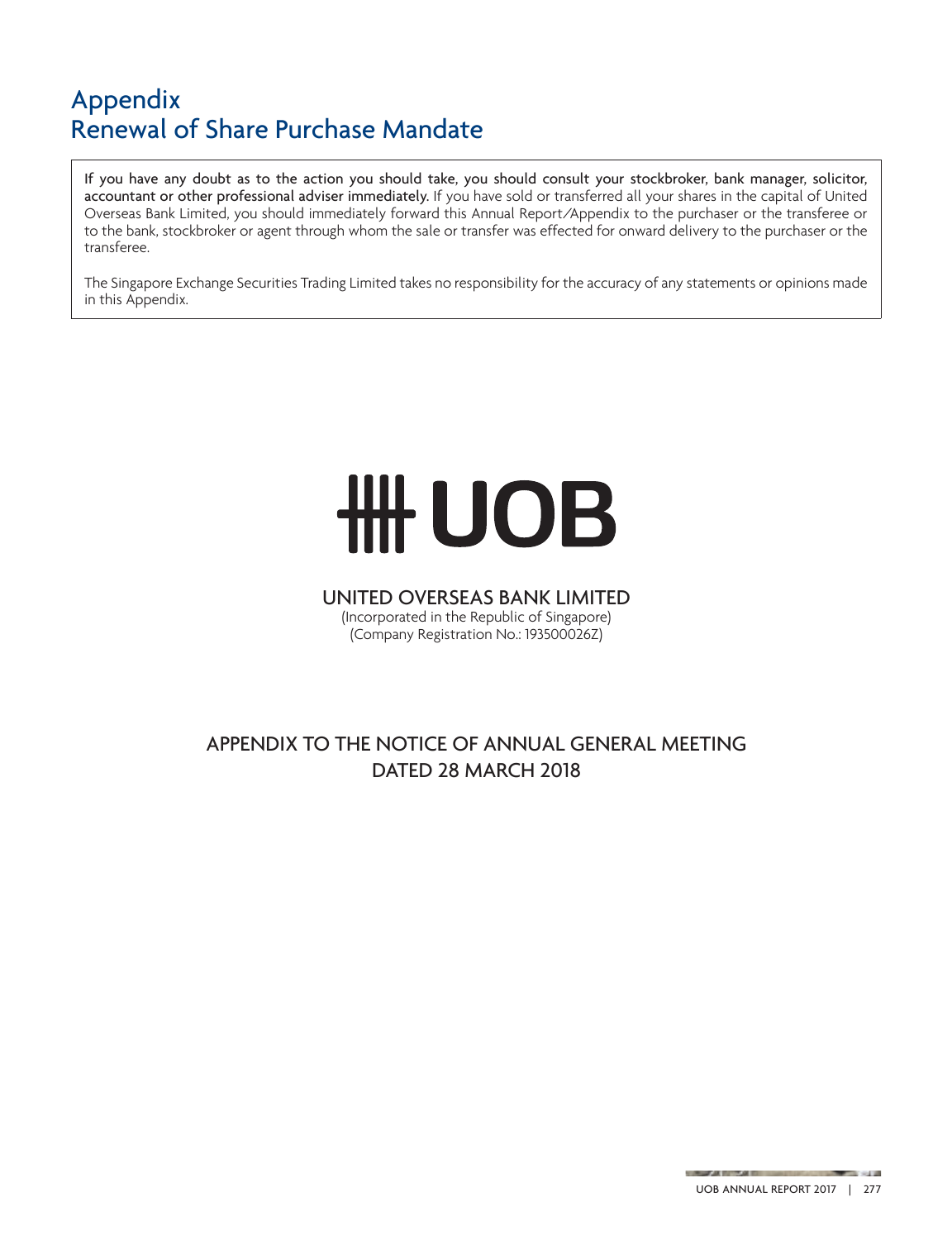# Appendix
# Renewal of Share Purchase Mandate

**If you have any doubt as to the action you should take, you should consult your stockbroker, bank manager, solicitor, accountant or other professional adviser immediately.** If you have sold or transferred all your shares in the capital of United Overseas Bank Limited, you should immediately forward this Annual Report/Appendix to the purchaser or the transferee or to the bank, stockbroker or agent through whom the sale or transfer was effected for onward delivery to the purchaser or the transferee.

The Singapore Exchange Securities Trading Limited takes no responsibility for the accuracy of any statements or opinions made in this Appendix.

UOB

UNITED OVERSEAS BANK LIMITED
(Incorporated in the Republic of Singapore)
(Company Registration No.: 193500026Z)

APPENDIX TO THE NOTICE OF ANNUAL GENERAL MEETING
DATED 28 MARCH 2018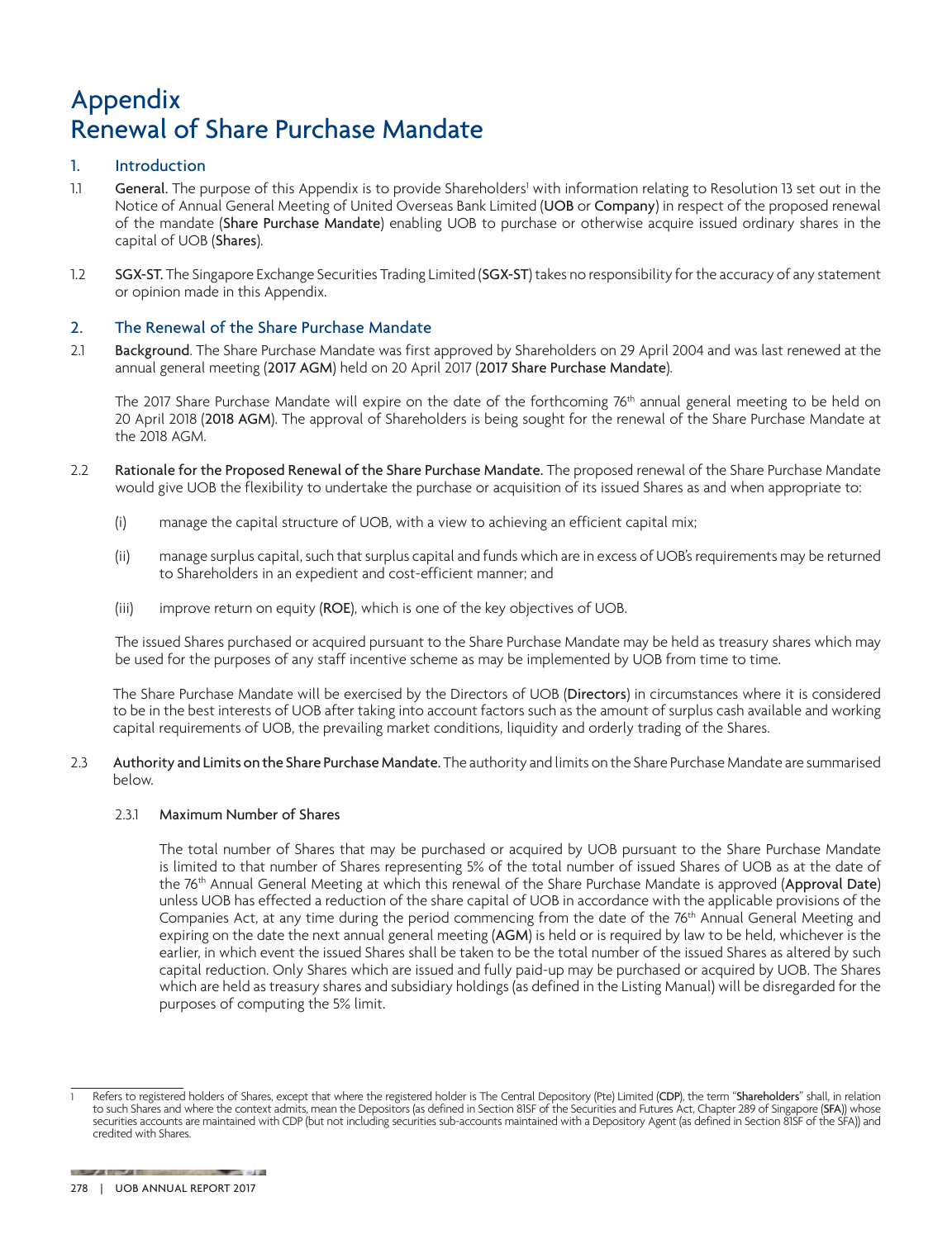# Appendix
# Renewal of Share Purchase Mandate

## 1. Introduction

1.1 **General.** The purpose of this Appendix is to provide Shareholders[1] with information relating to Resolution 13 set out in the Notice of Annual General Meeting of United Overseas Bank Limited (**UOB** or **Company**) in respect of the proposed renewal of the mandate (**Share Purchase Mandate**) enabling UOB to purchase or otherwise acquire issued ordinary shares in the capital of UOB (**Shares**).

1.2 **SGX-ST.** The Singapore Exchange Securities Trading Limited (**SGX-ST**) takes no responsibility for the accuracy of any statement or opinion made in this Appendix.

## 2. The Renewal of the Share Purchase Mandate

2.1 **Background**. The Share Purchase Mandate was first approved by Shareholders on 29 April 2004 and was last renewed at the annual general meeting (**2017 AGM**) held on 20 April 2017 (**2017 Share Purchase Mandate**).

The 2017 Share Purchase Mandate will expire on the date of the forthcoming 76th annual general meeting to be held on 20 April 2018 (**2018 AGM**). The approval of Shareholders is being sought for the renewal of the Share Purchase Mandate at the 2018 AGM.

2.2 **Rationale for the Proposed Renewal of the Share Purchase Mandate.** The proposed renewal of the Share Purchase Mandate would give UOB the flexibility to undertake the purchase or acquisition of its issued Shares as and when appropriate to:

(i) manage the capital structure of UOB, with a view to achieving an efficient capital mix;

(ii) manage surplus capital, such that surplus capital and funds which are in excess of UOB's requirements may be returned to Shareholders in an expedient and cost-efficient manner; and

(iii) improve return on equity (**ROE**), which is one of the key objectives of UOB.

The issued Shares purchased or acquired pursuant to the Share Purchase Mandate may be held as treasury shares which may be used for the purposes of any staff incentive scheme as may be implemented by UOB from time to time.

The Share Purchase Mandate will be exercised by the Directors of UOB (**Directors**) in circumstances where it is considered to be in the best interests of UOB after taking into account factors such as the amount of surplus cash available and working capital requirements of UOB, the prevailing market conditions, liquidity and orderly trading of the Shares.

2.3 **Authority and Limits on the Share Purchase Mandate.** The authority and limits on the Share Purchase Mandate are summarised below.

2.3.1 **Maximum Number of Shares**

The total number of Shares that may be purchased or acquired by UOB pursuant to the Share Purchase Mandate is limited to that number of Shares representing 5% of the total number of issued Shares of UOB as at the date of the 76th Annual General Meeting at which this renewal of the Share Purchase Mandate is approved (**Approval Date**) unless UOB has effected a reduction of the share capital of UOB in accordance with the applicable provisions of the Companies Act, at any time during the period commencing from the date of the 76th Annual General Meeting and expiring on the date the next annual general meeting (**AGM**) is held or is required by law to be held, whichever is the earlier, in which event the issued Shares shall be taken to be the total number of the issued Shares as altered by such capital reduction. Only Shares which are issued and fully paid-up may be purchased or acquired by UOB. The Shares which are held as treasury shares and subsidiary holdings (as defined in the Listing Manual) will be disregarded for the purposes of computing the 5% limit.

---

[1] Refers to registered holders of Shares, except that where the registered holder is The Central Depository (Pte) Limited (**CDP**), the term "**Shareholders**" shall, in relation to such Shares and where the context admits, mean the Depositors (as defined in Section 81SF of the Securities and Futures Act, Chapter 289 of Singapore (**SFA**)) whose securities accounts are maintained with CDP (but not including securities sub-accounts maintained with a Depository Agent (as defined in Section 81SF of the SFA)) and credited with Shares.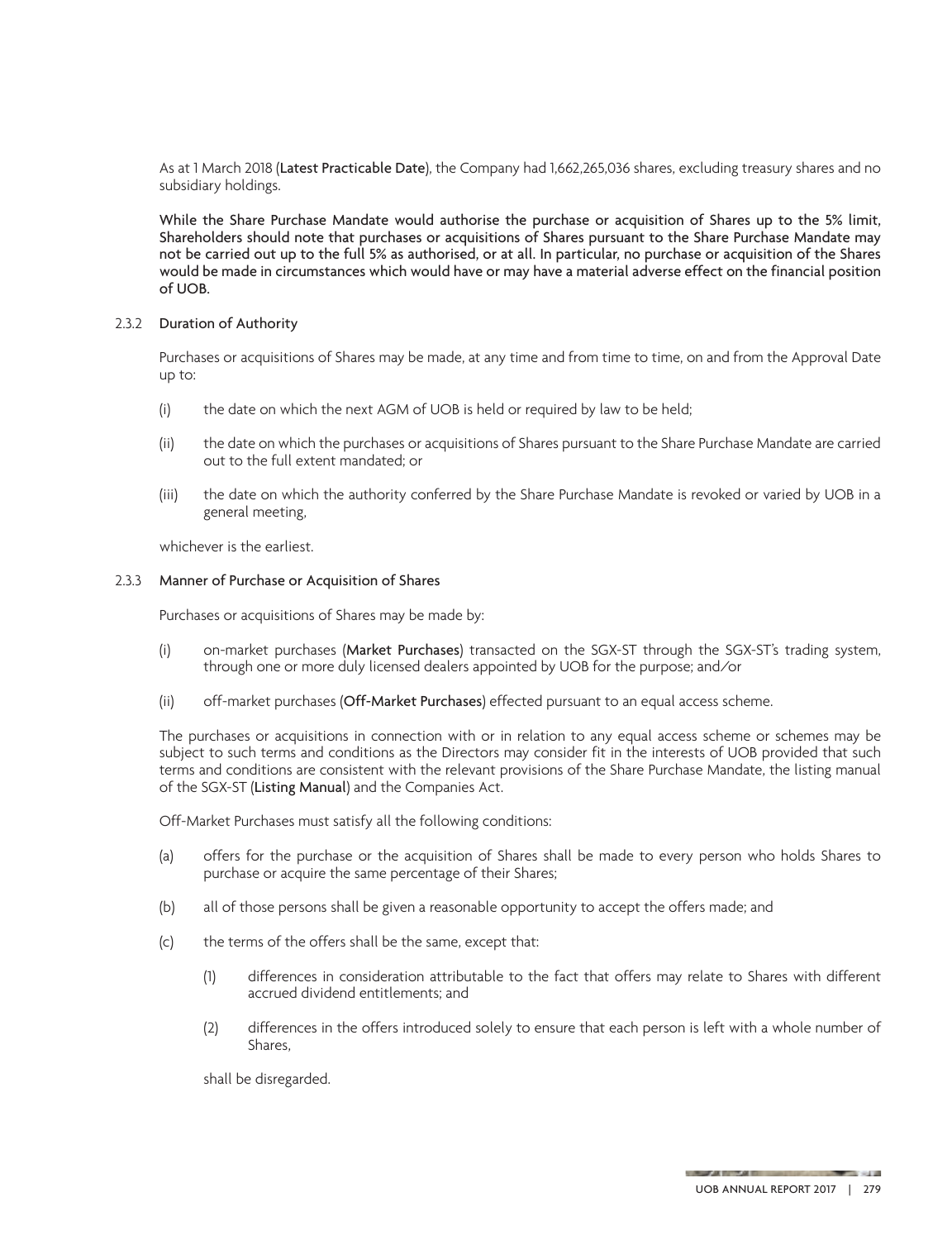As at 1 March 2018 (**Latest Practicable Date**), the Company had 1,662,265,036 shares, excluding treasury shares and no subsidiary holdings.

**While the Share Purchase Mandate would authorise the purchase or acquisition of Shares up to the 5% limit, Shareholders should note that purchases or acquisitions of Shares pursuant to the Share Purchase Mandate may not be carried out up to the full 5% as authorised, or at all. In particular, no purchase or acquisition of the Shares would be made in circumstances which would have or may have a material adverse effect on the financial position of UOB.**

2.3.2 **Duration of Authority**

Purchases or acquisitions of Shares may be made, at any time and from time to time, on and from the Approval Date up to:

(i) the date on which the next AGM of UOB is held or required by law to be held;

(ii) the date on which the purchases or acquisitions of Shares pursuant to the Share Purchase Mandate are carried out to the full extent mandated; or

(iii) the date on which the authority conferred by the Share Purchase Mandate is revoked or varied by UOB in a general meeting,

whichever is the earliest.

2.3.3 **Manner of Purchase or Acquisition of Shares**

Purchases or acquisitions of Shares may be made by:

(i) on-market purchases (**Market Purchases**) transacted on the SGX-ST through the SGX-ST's trading system, through one or more duly licensed dealers appointed by UOB for the purpose; and/or

(ii) off-market purchases (**Off-Market Purchases**) effected pursuant to an equal access scheme.

The purchases or acquisitions in connection with or in relation to any equal access scheme or schemes may be subject to such terms and conditions as the Directors may consider fit in the interests of UOB provided that such terms and conditions are consistent with the relevant provisions of the Share Purchase Mandate, the listing manual of the SGX-ST (**Listing Manual**) and the Companies Act.

Off-Market Purchases must satisfy all the following conditions:

(a) offers for the purchase or the acquisition of Shares shall be made to every person who holds Shares to purchase or acquire the same percentage of their Shares;

(b) all of those persons shall be given a reasonable opportunity to accept the offers made; and

(c) the terms of the offers shall be the same, except that:

(1) differences in consideration attributable to the fact that offers may relate to Shares with different accrued dividend entitlements; and

(2) differences in the offers introduced solely to ensure that each person is left with a whole number of Shares,

shall be disregarded.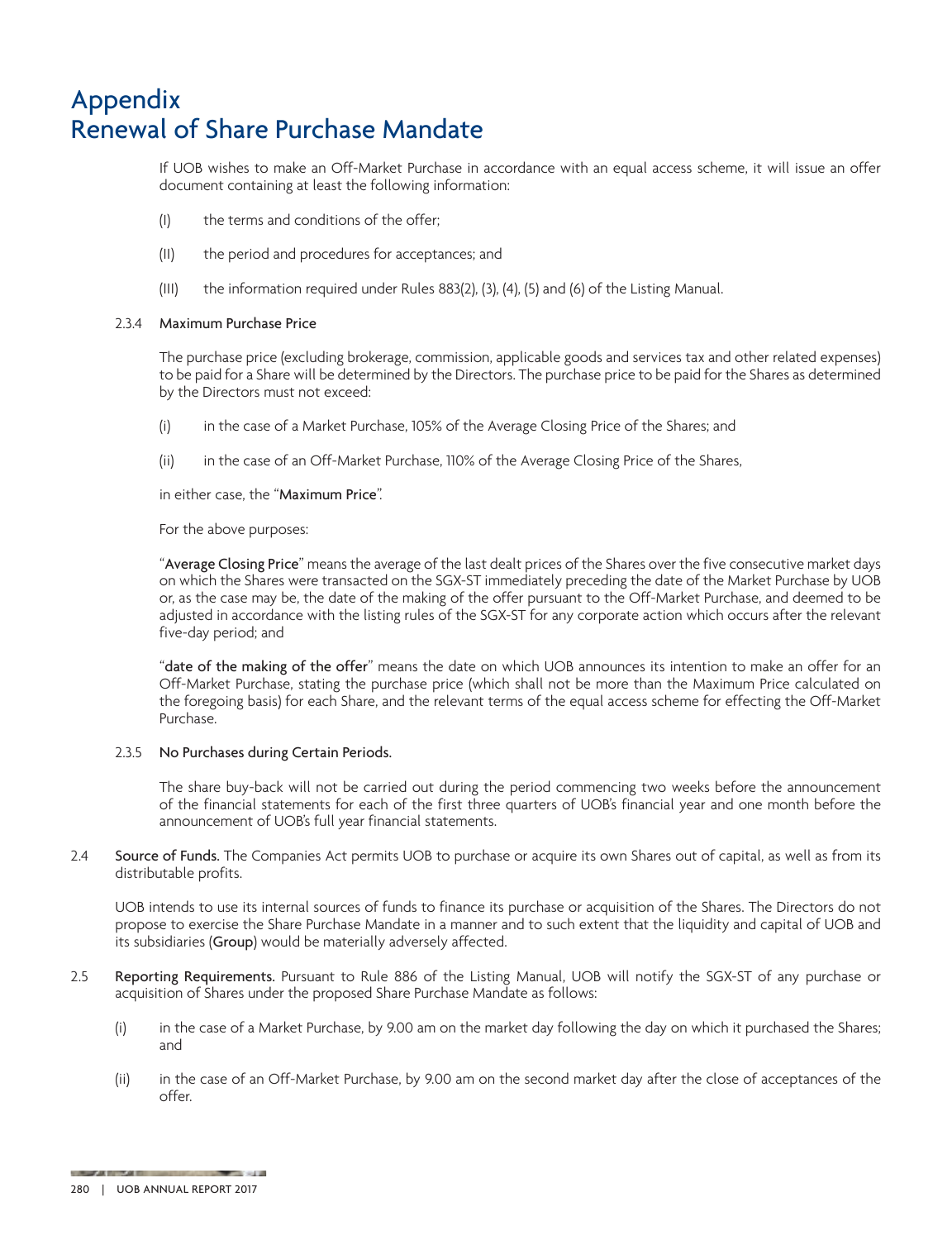# Appendix
# Renewal of Share Purchase Mandate

If UOB wishes to make an Off-Market Purchase in accordance with an equal access scheme, it will issue an offer document containing at least the following information:

(I) the terms and conditions of the offer;

(II) the period and procedures for acceptances; and

(III) the information required under Rules 883(2), (3), (4), (5) and (6) of the Listing Manual.

2.3.4 **Maximum Purchase Price**

The purchase price (excluding brokerage, commission, applicable goods and services tax and other related expenses) to be paid for a Share will be determined by the Directors. The purchase price to be paid for the Shares as determined by the Directors must not exceed:

(i) in the case of a Market Purchase, 105% of the Average Closing Price of the Shares; and

(ii) in the case of an Off-Market Purchase, 110% of the Average Closing Price of the Shares,

in either case, the "**Maximum Price**".

For the above purposes:

"**Average Closing Price**" means the average of the last dealt prices of the Shares over the five consecutive market days on which the Shares were transacted on the SGX-ST immediately preceding the date of the Market Purchase by UOB or, as the case may be, the date of the making of the offer pursuant to the Off-Market Purchase, and deemed to be adjusted in accordance with the listing rules of the SGX-ST for any corporate action which occurs after the relevant five-day period; and

"**date of the making of the offer**" means the date on which UOB announces its intention to make an offer for an Off-Market Purchase, stating the purchase price (which shall not be more than the Maximum Price calculated on the foregoing basis) for each Share, and the relevant terms of the equal access scheme for effecting the Off-Market Purchase.

2.3.5 **No Purchases during Certain Periods.**

The share buy-back will not be carried out during the period commencing two weeks before the announcement of the financial statements for each of the first three quarters of UOB's financial year and one month before the announcement of UOB's full year financial statements.

2.4 **Source of Funds.** The Companies Act permits UOB to purchase or acquire its own Shares out of capital, as well as from its distributable profits.

UOB intends to use its internal sources of funds to finance its purchase or acquisition of the Shares. The Directors do not propose to exercise the Share Purchase Mandate in a manner and to such extent that the liquidity and capital of UOB and its subsidiaries (**Group**) would be materially adversely affected.

2.5 **Reporting Requirements.** Pursuant to Rule 886 of the Listing Manual, UOB will notify the SGX-ST of any purchase or acquisition of Shares under the proposed Share Purchase Mandate as follows:

(i) in the case of a Market Purchase, by 9.00 am on the market day following the day on which it purchased the Shares; and

(ii) in the case of an Off-Market Purchase, by 9.00 am on the second market day after the close of acceptances of the offer.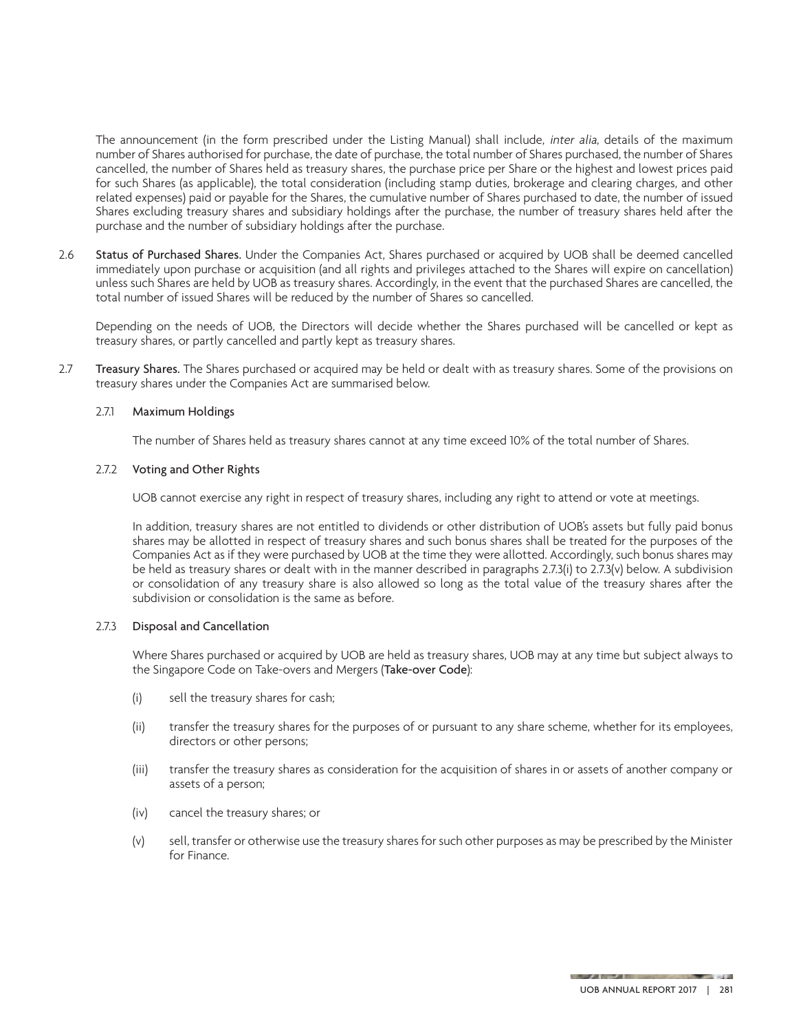The announcement (in the form prescribed under the Listing Manual) shall include, *inter alia*, details of the maximum number of Shares authorised for purchase, the date of purchase, the total number of Shares purchased, the number of Shares cancelled, the number of Shares held as treasury shares, the purchase price per Share or the highest and lowest prices paid for such Shares (as applicable), the total consideration (including stamp duties, brokerage and clearing charges, and other related expenses) paid or payable for the Shares, the cumulative number of Shares purchased to date, the number of issued Shares excluding treasury shares and subsidiary holdings after the purchase, the number of treasury shares held after the purchase and the number of subsidiary holdings after the purchase.

2.6 **Status of Purchased Shares.** Under the Companies Act, Shares purchased or acquired by UOB shall be deemed cancelled immediately upon purchase or acquisition (and all rights and privileges attached to the Shares will expire on cancellation) unless such Shares are held by UOB as treasury shares. Accordingly, in the event that the purchased Shares are cancelled, the total number of issued Shares will be reduced by the number of Shares so cancelled.

Depending on the needs of UOB, the Directors will decide whether the Shares purchased will be cancelled or kept as treasury shares, or partly cancelled and partly kept as treasury shares.

2.7 **Treasury Shares.** The Shares purchased or acquired may be held or dealt with as treasury shares. Some of the provisions on treasury shares under the Companies Act are summarised below.

2.7.1 **Maximum Holdings**

The number of Shares held as treasury shares cannot at any time exceed 10% of the total number of Shares.

2.7.2 **Voting and Other Rights**

UOB cannot exercise any right in respect of treasury shares, including any right to attend or vote at meetings.

In addition, treasury shares are not entitled to dividends or other distribution of UOB's assets but fully paid bonus shares may be allotted in respect of treasury shares and such bonus shares shall be treated for the purposes of the Companies Act as if they were purchased by UOB at the time they were allotted. Accordingly, such bonus shares may be held as treasury shares or dealt with in the manner described in paragraphs 2.7.3(i) to 2.7.3(v) below. A subdivision or consolidation of any treasury share is also allowed so long as the total value of the treasury shares after the subdivision or consolidation is the same as before.

2.7.3 **Disposal and Cancellation**

Where Shares purchased or acquired by UOB are held as treasury shares, UOB may at any time but subject always to the Singapore Code on Take-overs and Mergers (**Take-over Code**):

(i) sell the treasury shares for cash;

(ii) transfer the treasury shares for the purposes of or pursuant to any share scheme, whether for its employees, directors or other persons;

(iii) transfer the treasury shares as consideration for the acquisition of shares in or assets of another company or assets of a person;

(iv) cancel the treasury shares; or

(v) sell, transfer or otherwise use the treasury shares for such other purposes as may be prescribed by the Minister for Finance.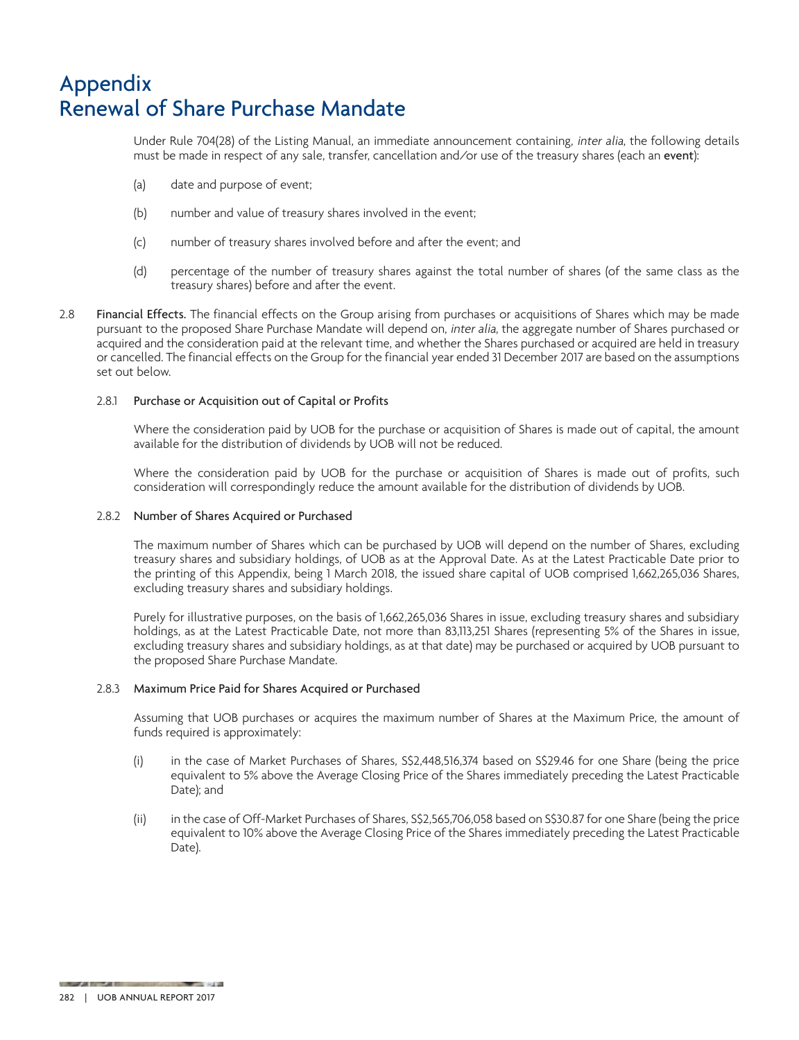# Appendix
# Renewal of Share Purchase Mandate

Under Rule 704(28) of the Listing Manual, an immediate announcement containing, *inter alia*, the following details must be made in respect of any sale, transfer, cancellation and/or use of the treasury shares (each an **event**):

(a) date and purpose of event;

(b) number and value of treasury shares involved in the event;

(c) number of treasury shares involved before and after the event; and

(d) percentage of the number of treasury shares against the total number of shares (of the same class as the treasury shares) before and after the event.

2.8 **Financial Effects.** The financial effects on the Group arising from purchases or acquisitions of Shares which may be made pursuant to the proposed Share Purchase Mandate will depend on, *inter alia*, the aggregate number of Shares purchased or acquired and the consideration paid at the relevant time, and whether the Shares purchased or acquired are held in treasury or cancelled. The financial effects on the Group for the financial year ended 31 December 2017 are based on the assumptions set out below.

2.8.1 Purchase or Acquisition out of Capital or Profits

Where the consideration paid by UOB for the purchase or acquisition of Shares is made out of capital, the amount available for the distribution of dividends by UOB will not be reduced.

Where the consideration paid by UOB for the purchase or acquisition of Shares is made out of profits, such consideration will correspondingly reduce the amount available for the distribution of dividends by UOB.

2.8.2 Number of Shares Acquired or Purchased

The maximum number of Shares which can be purchased by UOB will depend on the number of Shares, excluding treasury shares and subsidiary holdings, of UOB as at the Approval Date. As at the Latest Practicable Date prior to the printing of this Appendix, being 1 March 2018, the issued share capital of UOB comprised 1,662,265,036 Shares, excluding treasury shares and subsidiary holdings.

Purely for illustrative purposes, on the basis of 1,662,265,036 Shares in issue, excluding treasury shares and subsidiary holdings, as at the Latest Practicable Date, not more than 83,113,251 Shares (representing 5% of the Shares in issue, excluding treasury shares and subsidiary holdings, as at that date) may be purchased or acquired by UOB pursuant to the proposed Share Purchase Mandate.

2.8.3 Maximum Price Paid for Shares Acquired or Purchased

Assuming that UOB purchases or acquires the maximum number of Shares at the Maximum Price, the amount of funds required is approximately:

(i) in the case of Market Purchases of Shares, S$2,448,516,374 based on S$29.46 for one Share (being the price equivalent to 5% above the Average Closing Price of the Shares immediately preceding the Latest Practicable Date); and

(ii) in the case of Off-Market Purchases of Shares, S$2,565,706,058 based on S$30.87 for one Share (being the price equivalent to 10% above the Average Closing Price of the Shares immediately preceding the Latest Practicable Date).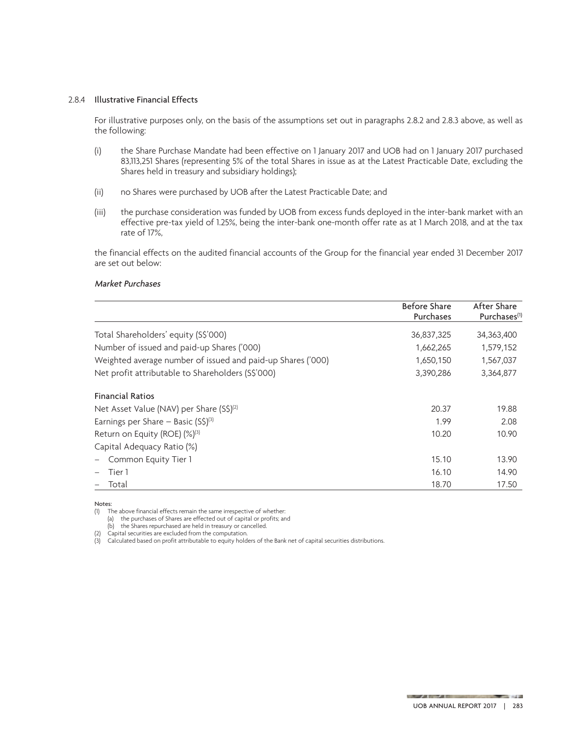### 2.8.4 Illustrative Financial Effects

For illustrative purposes only, on the basis of the assumptions set out in paragraphs 2.8.2 and 2.8.3 above, as well as the following:

(i) the Share Purchase Mandate had been effective on 1 January 2017 and UOB had on 1 January 2017 purchased 83,113,251 Shares (representing 5% of the total Shares in issue as at the Latest Practicable Date, excluding the Shares held in treasury and subsidiary holdings);

(ii) no Shares were purchased by UOB after the Latest Practicable Date; and

(iii) the purchase consideration was funded by UOB from excess funds deployed in the inter-bank market with an effective pre-tax yield of 1.25%, being the inter-bank one-month offer rate as at 1 March 2018, and at the tax rate of 17%,

the financial effects on the audited financial accounts of the Group for the financial year ended 31 December 2017 are set out below:

*Market Purchases*

| | Before Share Purchases | After Share Purchases[(1)] |
|---|---|---|
| Total Shareholders' equity (S$'000) | 36,837,325 | 34,363,400 |
| Number of issued and paid-up Shares ('000) | 1,662,265 | 1,579,152 |
| Weighted average number of issued and paid-up Shares ('000) | 1,650,150 | 1,567,037 |
| Net profit attributable to Shareholders (S$'000) | 3,390,286 | 3,364,877 |
| **Financial Ratios** | | |
| Net Asset Value (NAV) per Share (S$)[(2)] | 20.37 | 19.88 |
| Earnings per Share – Basic (S$)[(3)] | 1.99 | 2.08 |
| Return on Equity (ROE) (%)[(3)] | 10.20 | 10.90 |
| Capital Adequacy Ratio (%) | | |
| – Common Equity Tier 1 | 15.10 | 13.90 |
| – Tier 1 | 16.10 | 14.90 |
| – Total | 18.70 | 17.50 |

Notes:

(1) The above financial effects remain the same irrespective of whether:
  (a) the purchases of Shares are effected out of capital or profits; and
  (b) the Shares repurchased are held in treasury or cancelled.

(2) Capital securities are excluded from the computation.

(3) Calculated based on profit attributable to equity holders of the Bank net of capital securities distributions.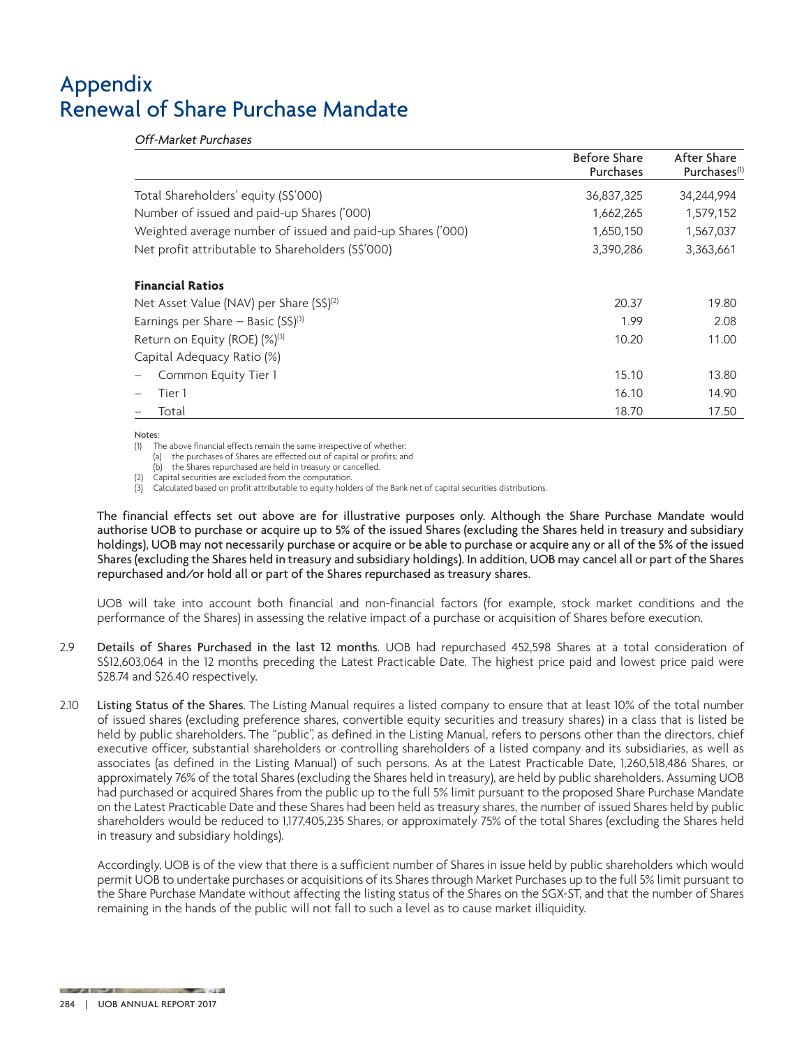# Appendix
# Renewal of Share Purchase Mandate

*Off-Market Purchases*

| | Before Share Purchases | After Share Purchases[(1)] |
|---|---|---|
| Total Shareholders' equity (S$'000) | 36,837,325 | 34,244,994 |
| Number of issued and paid-up Shares ('000) | 1,662,265 | 1,579,152 |
| Weighted average number of issued and paid-up Shares ('000) | 1,650,150 | 1,567,037 |
| Net profit attributable to Shareholders (S$'000) | 3,390,286 | 3,363,661 |
| **Financial Ratios** | | |
| Net Asset Value (NAV) per Share (S$)[(2)] | 20.37 | 19.80 |
| Earnings per Share – Basic (S$)[(3)] | 1.99 | 2.08 |
| Return on Equity (ROE) (%)[(3)] | 10.20 | 11.00 |
| Capital Adequacy Ratio (%) | | |
| – Common Equity Tier 1 | 15.10 | 13.80 |
| – Tier 1 | 16.10 | 14.90 |
| – Total | 18.70 | 17.50 |

Notes:
(1) The above financial effects remain the same irrespective of whether:
 (a) the purchases of Shares are effected out of capital or profits; and
 (b) the Shares repurchased are held in treasury or cancelled.
(2) Capital securities are excluded from the computation.
(3) Calculated based on profit attributable to equity holders of the Bank net of capital securities distributions.

**The financial effects set out above are for illustrative purposes only. Although the Share Purchase Mandate would authorise UOB to purchase or acquire up to 5% of the issued Shares (excluding the Shares held in treasury and subsidiary holdings), UOB may not necessarily purchase or acquire or be able to purchase or acquire any or all of the 5% of the issued Shares (excluding the Shares held in treasury and subsidiary holdings). In addition, UOB may cancel all or part of the Shares repurchased and/or hold all or part of the Shares repurchased as treasury shares.**

UOB will take into account both financial and non-financial factors (for example, stock market conditions and the performance of the Shares) in assessing the relative impact of a purchase or acquisition of Shares before execution.

2.9 **Details of Shares Purchased in the last 12 months**. UOB had repurchased 452,598 Shares at a total consideration of S$12,603,064 in the 12 months preceding the Latest Practicable Date. The highest price paid and lowest price paid were $28.74 and $26.40 respectively.

2.10 **Listing Status of the Shares**. The Listing Manual requires a listed company to ensure that at least 10% of the total number of issued shares (excluding preference shares, convertible equity securities and treasury shares) in a class that is listed be held by public shareholders. The "public", as defined in the Listing Manual, refers to persons other than the directors, chief executive officer, substantial shareholders or controlling shareholders of a listed company and its subsidiaries, as well as associates (as defined in the Listing Manual) of such persons. As at the Latest Practicable Date, 1,260,518,486 Shares, or approximately 76% of the total Shares (excluding the Shares held in treasury), are held by public shareholders. Assuming UOB had purchased or acquired Shares from the public up to the full 5% limit pursuant to the proposed Share Purchase Mandate on the Latest Practicable Date and these Shares had been held as treasury shares, the number of issued Shares held by public shareholders would be reduced to 1,177,405,235 Shares, or approximately 75% of the total Shares (excluding the Shares held in treasury and subsidiary holdings).

Accordingly, UOB is of the view that there is a sufficient number of Shares in issue held by public shareholders which would permit UOB to undertake purchases or acquisitions of its Shares through Market Purchases up to the full 5% limit pursuant to the Share Purchase Mandate without affecting the listing status of the Shares on the SGX-ST, and that the number of Shares remaining in the hands of the public will not fall to such a level as to cause market illiquidity.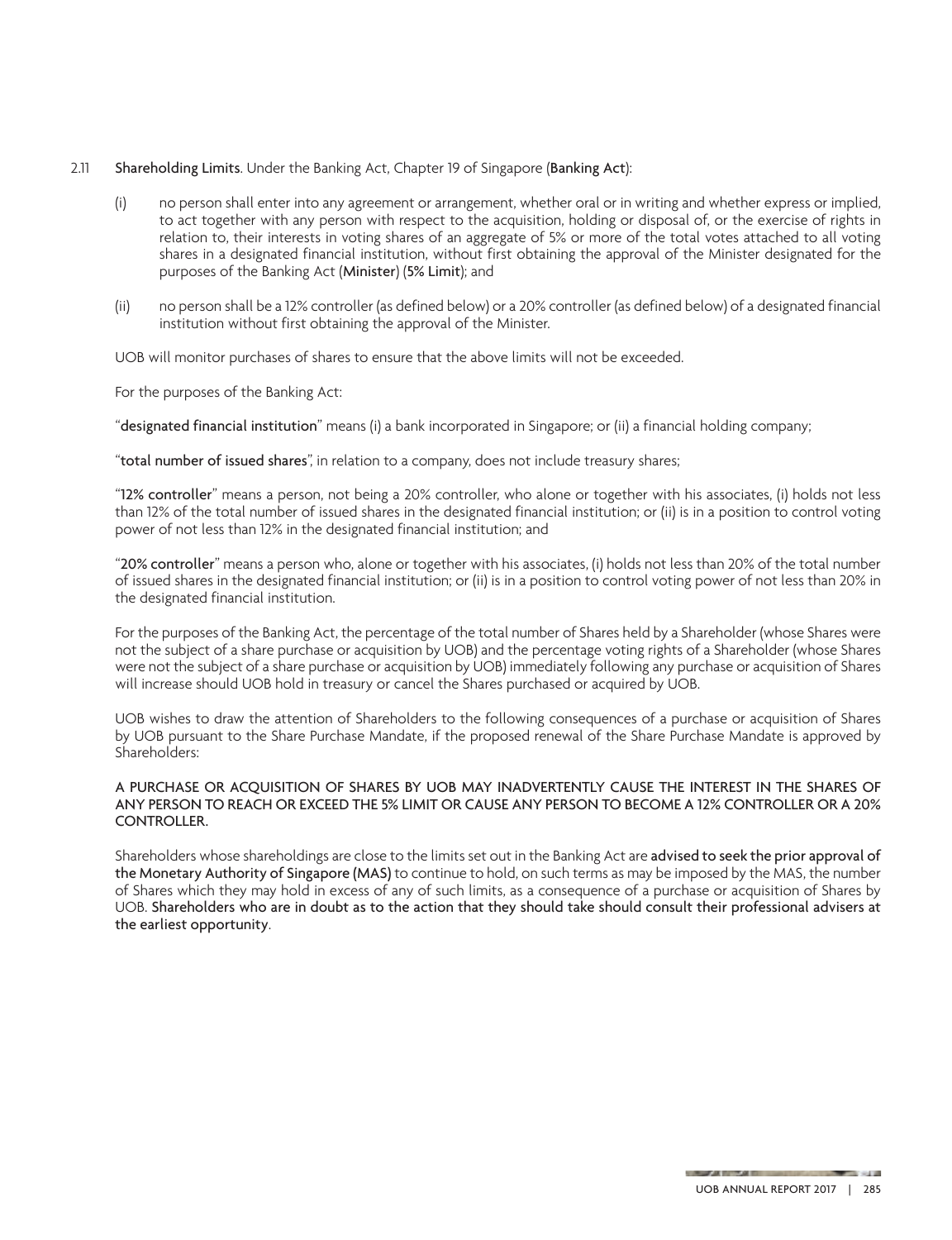2.11 **Shareholding Limits**. Under the Banking Act, Chapter 19 of Singapore (**Banking Act**):

(i) no person shall enter into any agreement or arrangement, whether oral or in writing and whether express or implied, to act together with any person with respect to the acquisition, holding or disposal of, or the exercise of rights in relation to, their interests in voting shares of an aggregate of 5% or more of the total votes attached to all voting shares in a designated financial institution, without first obtaining the approval of the Minister designated for the purposes of the Banking Act (**Minister**) (**5% Limit**); and

(ii) no person shall be a 12% controller (as defined below) or a 20% controller (as defined below) of a designated financial institution without first obtaining the approval of the Minister.

UOB will monitor purchases of shares to ensure that the above limits will not be exceeded.

For the purposes of the Banking Act:

"**designated financial institution**" means (i) a bank incorporated in Singapore; or (ii) a financial holding company;

"**total number of issued shares**", in relation to a company, does not include treasury shares;

"**12% controller**" means a person, not being a 20% controller, who alone or together with his associates, (i) holds not less than 12% of the total number of issued shares in the designated financial institution; or (ii) is in a position to control voting power of not less than 12% in the designated financial institution; and

"**20% controller**" means a person who, alone or together with his associates, (i) holds not less than 20% of the total number of issued shares in the designated financial institution; or (ii) is in a position to control voting power of not less than 20% in the designated financial institution.

For the purposes of the Banking Act, the percentage of the total number of Shares held by a Shareholder (whose Shares were not the subject of a share purchase or acquisition by UOB) and the percentage voting rights of a Shareholder (whose Shares were not the subject of a share purchase or acquisition by UOB) immediately following any purchase or acquisition of Shares will increase should UOB hold in treasury or cancel the Shares purchased or acquired by UOB.

UOB wishes to draw the attention of Shareholders to the following consequences of a purchase or acquisition of Shares by UOB pursuant to the Share Purchase Mandate, if the proposed renewal of the Share Purchase Mandate is approved by Shareholders:

**A PURCHASE OR ACQUISITION OF SHARES BY UOB MAY INADVERTENTLY CAUSE THE INTEREST IN THE SHARES OF ANY PERSON TO REACH OR EXCEED THE 5% LIMIT OR CAUSE ANY PERSON TO BECOME A 12% CONTROLLER OR A 20% CONTROLLER.**

Shareholders whose shareholdings are close to the limits set out in the Banking Act are **advised to seek the prior approval of the Monetary Authority of Singapore (MAS)** to continue to hold, on such terms as may be imposed by the MAS, the number of Shares which they may hold in excess of any of such limits, as a consequence of a purchase or acquisition of Shares by UOB. **Shareholders who are in doubt as to the action that they should take should consult their professional advisers at the earliest opportunity**.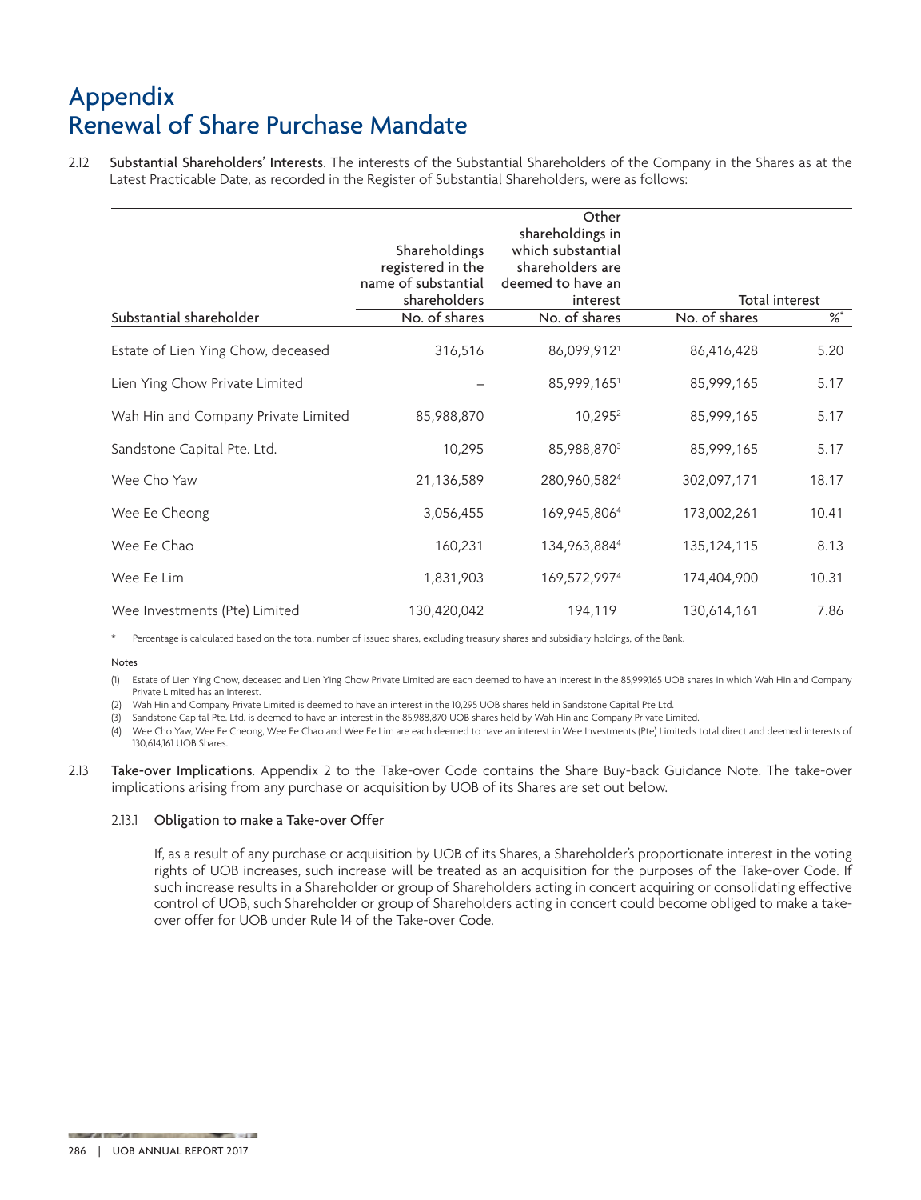# Appendix
# Renewal of Share Purchase Mandate

2.12 **Substantial Shareholders' Interests**. The interests of the Substantial Shareholders of the Company in the Shares as at the Latest Practicable Date, as recorded in the Register of Substantial Shareholders, were as follows:

| Substantial shareholder | Shareholdings registered in the name of substantial shareholders No. of shares | Other shareholdings in which substantial shareholders are deemed to have an interest No. of shares | Total interest No. of shares | Total interest %* |
|---|---|---|---|---|
| Estate of Lien Ying Chow, deceased | 316,516 | 86,099,912[1] | 86,416,428 | 5.20 |
| Lien Ying Chow Private Limited | – | 85,999,165[1] | 85,999,165 | 5.17 |
| Wah Hin and Company Private Limited | 85,988,870 | 10,295[2] | 85,999,165 | 5.17 |
| Sandstone Capital Pte. Ltd. | 10,295 | 85,988,870[3] | 85,999,165 | 5.17 |
| Wee Cho Yaw | 21,136,589 | 280,960,582[4] | 302,097,171 | 18.17 |
| Wee Ee Cheong | 3,056,455 | 169,945,806[4] | 173,002,261 | 10.41 |
| Wee Ee Chao | 160,231 | 134,963,884[4] | 135,124,115 | 8.13 |
| Wee Ee Lim | 1,831,903 | 169,572,997[4] | 174,404,900 | 10.31 |
| Wee Investments (Pte) Limited | 130,420,042 | 194,119 | 130,614,161 | 7.86 |

\* Percentage is calculated based on the total number of issued shares, excluding treasury shares and subsidiary holdings, of the Bank.

Notes

(1) Estate of Lien Ying Chow, deceased and Lien Ying Chow Private Limited are each deemed to have an interest in the 85,999,165 UOB shares in which Wah Hin and Company Private Limited has an interest.

(2) Wah Hin and Company Private Limited is deemed to have an interest in the 10,295 UOB shares held in Sandstone Capital Pte Ltd.

(3) Sandstone Capital Pte. Ltd. is deemed to have an interest in the 85,988,870 UOB shares held by Wah Hin and Company Private Limited.

(4) Wee Cho Yaw, Wee Ee Cheong, Wee Ee Chao and Wee Ee Lim are each deemed to have an interest in Wee Investments (Pte) Limited's total direct and deemed interests of 130,614,161 UOB Shares.

2.13 **Take-over Implications**. Appendix 2 to the Take-over Code contains the Share Buy-back Guidance Note. The take-over implications arising from any purchase or acquisition by UOB of its Shares are set out below.

2.13.1 **Obligation to make a Take-over Offer**

If, as a result of any purchase or acquisition by UOB of its Shares, a Shareholder's proportionate interest in the voting rights of UOB increases, such increase will be treated as an acquisition for the purposes of the Take-over Code. If such increase results in a Shareholder or group of Shareholders acting in concert acquiring or consolidating effective control of UOB, such Shareholder or group of Shareholders acting in concert could become obliged to make a take-over offer for UOB under Rule 14 of the Take-over Code.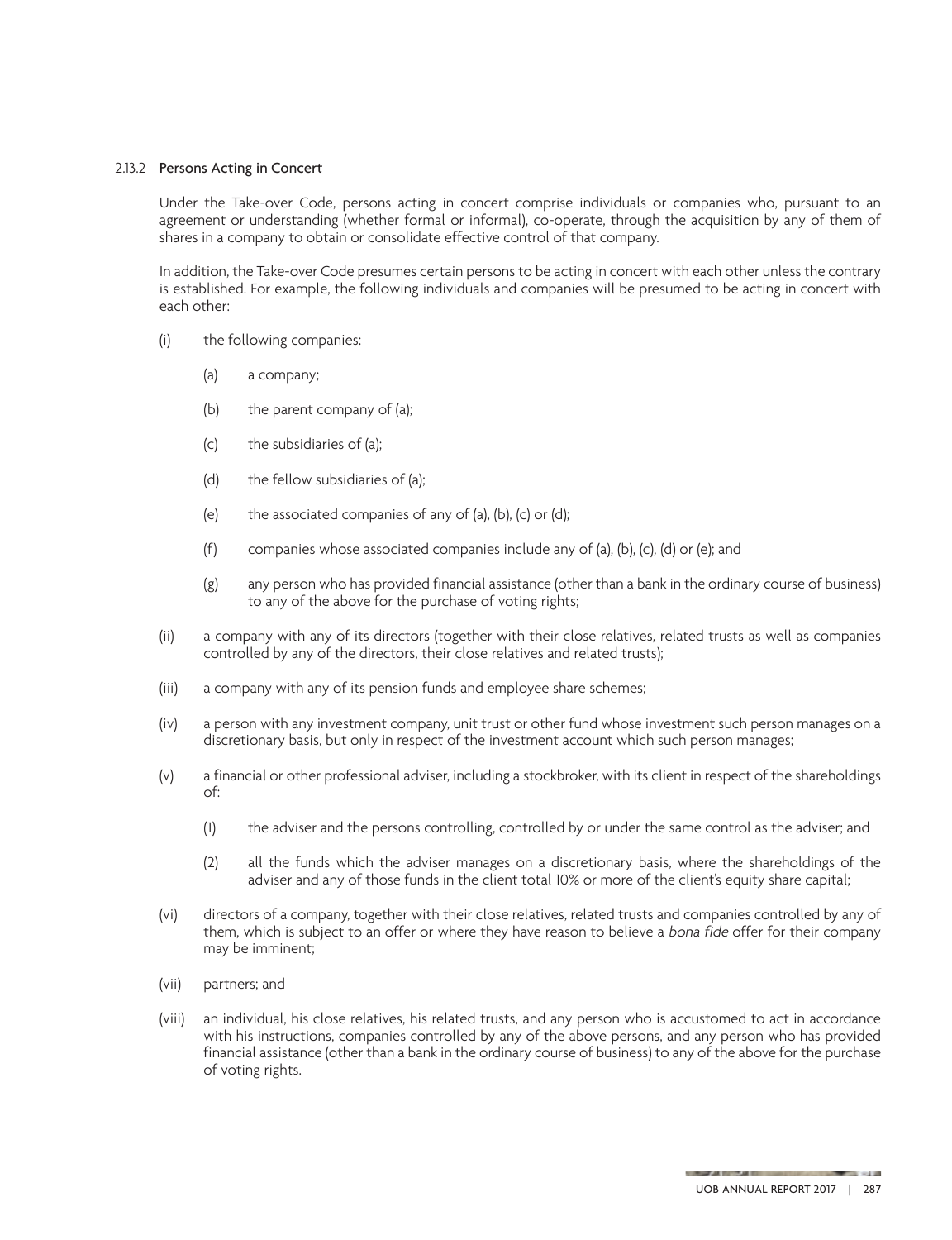### 2.13.2 Persons Acting in Concert

Under the Take-over Code, persons acting in concert comprise individuals or companies who, pursuant to an agreement or understanding (whether formal or informal), co-operate, through the acquisition by any of them of shares in a company to obtain or consolidate effective control of that company.

In addition, the Take-over Code presumes certain persons to be acting in concert with each other unless the contrary is established. For example, the following individuals and companies will be presumed to be acting in concert with each other:

(i) the following companies:

  (a) a company;

  (b) the parent company of (a);

  (c) the subsidiaries of (a);

  (d) the fellow subsidiaries of (a);

  (e) the associated companies of any of (a), (b), (c) or (d);

  (f) companies whose associated companies include any of (a), (b), (c), (d) or (e); and

  (g) any person who has provided financial assistance (other than a bank in the ordinary course of business) to any of the above for the purchase of voting rights;

(ii) a company with any of its directors (together with their close relatives, related trusts as well as companies controlled by any of the directors, their close relatives and related trusts);

(iii) a company with any of its pension funds and employee share schemes;

(iv) a person with any investment company, unit trust or other fund whose investment such person manages on a discretionary basis, but only in respect of the investment account which such person manages;

(v) a financial or other professional adviser, including a stockbroker, with its client in respect of the shareholdings of:

  (1) the adviser and the persons controlling, controlled by or under the same control as the adviser; and

  (2) all the funds which the adviser manages on a discretionary basis, where the shareholdings of the adviser and any of those funds in the client total 10% or more of the client's equity share capital;

(vi) directors of a company, together with their close relatives, related trusts and companies controlled by any of them, which is subject to an offer or where they have reason to believe a *bona fide* offer for their company may be imminent;

(vii) partners; and

(viii) an individual, his close relatives, his related trusts, and any person who is accustomed to act in accordance with his instructions, companies controlled by any of the above persons, and any person who has provided financial assistance (other than a bank in the ordinary course of business) to any of the above for the purchase of voting rights.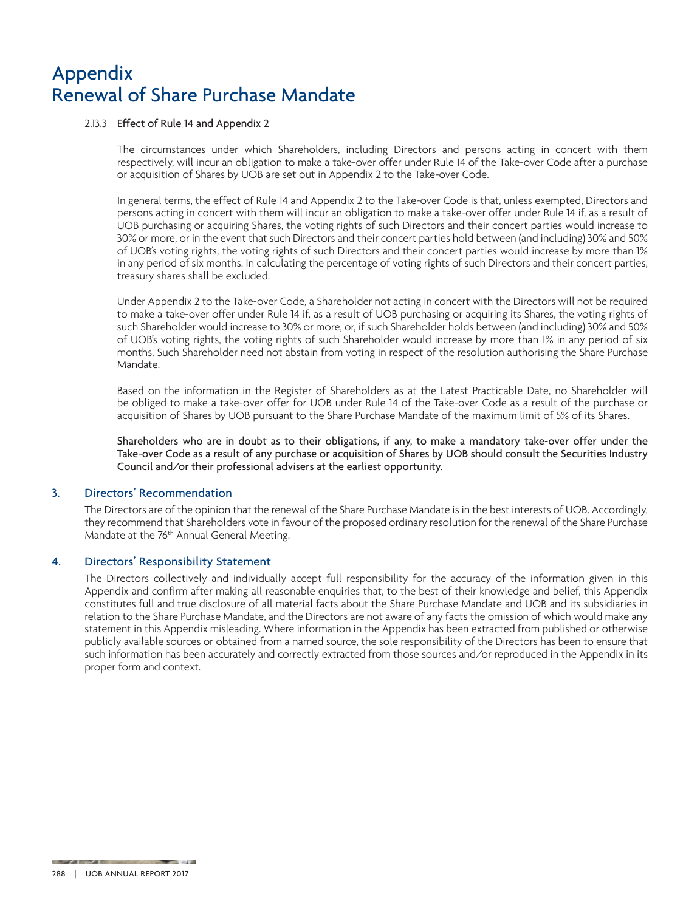# Appendix
# Renewal of Share Purchase Mandate

#### 2.13.3 Effect of Rule 14 and Appendix 2

The circumstances under which Shareholders, including Directors and persons acting in concert with them respectively, will incur an obligation to make a take-over offer under Rule 14 of the Take-over Code after a purchase or acquisition of Shares by UOB are set out in Appendix 2 to the Take-over Code.

In general terms, the effect of Rule 14 and Appendix 2 to the Take-over Code is that, unless exempted, Directors and persons acting in concert with them will incur an obligation to make a take-over offer under Rule 14 if, as a result of UOB purchasing or acquiring Shares, the voting rights of such Directors and their concert parties would increase to 30% or more, or in the event that such Directors and their concert parties hold between (and including) 30% and 50% of UOB's voting rights, the voting rights of such Directors and their concert parties would increase by more than 1% in any period of six months. In calculating the percentage of voting rights of such Directors and their concert parties, treasury shares shall be excluded.

Under Appendix 2 to the Take-over Code, a Shareholder not acting in concert with the Directors will not be required to make a take-over offer under Rule 14 if, as a result of UOB purchasing or acquiring its Shares, the voting rights of such Shareholder would increase to 30% or more, or, if such Shareholder holds between (and including) 30% and 50% of UOB's voting rights, the voting rights of such Shareholder would increase by more than 1% in any period of six months. Such Shareholder need not abstain from voting in respect of the resolution authorising the Share Purchase Mandate.

Based on the information in the Register of Shareholders as at the Latest Practicable Date, no Shareholder will be obliged to make a take-over offer for UOB under Rule 14 of the Take-over Code as a result of the purchase or acquisition of Shares by UOB pursuant to the Share Purchase Mandate of the maximum limit of 5% of its Shares.

**Shareholders who are in doubt as to their obligations, if any, to make a mandatory take-over offer under the Take-over Code as a result of any purchase or acquisition of Shares by UOB should consult the Securities Industry Council and/or their professional advisers at the earliest opportunity.**

## 3. Directors' Recommendation

The Directors are of the opinion that the renewal of the Share Purchase Mandate is in the best interests of UOB. Accordingly, they recommend that Shareholders vote in favour of the proposed ordinary resolution for the renewal of the Share Purchase Mandate at the 76th Annual General Meeting.

## 4. Directors' Responsibility Statement

The Directors collectively and individually accept full responsibility for the accuracy of the information given in this Appendix and confirm after making all reasonable enquiries that, to the best of their knowledge and belief, this Appendix constitutes full and true disclosure of all material facts about the Share Purchase Mandate and UOB and its subsidiaries in relation to the Share Purchase Mandate, and the Directors are not aware of any facts the omission of which would make any statement in this Appendix misleading. Where information in the Appendix has been extracted from published or otherwise publicly available sources or obtained from a named source, the sole responsibility of the Directors has been to ensure that such information has been accurately and correctly extracted from those sources and/or reproduced in the Appendix in its proper form and context.